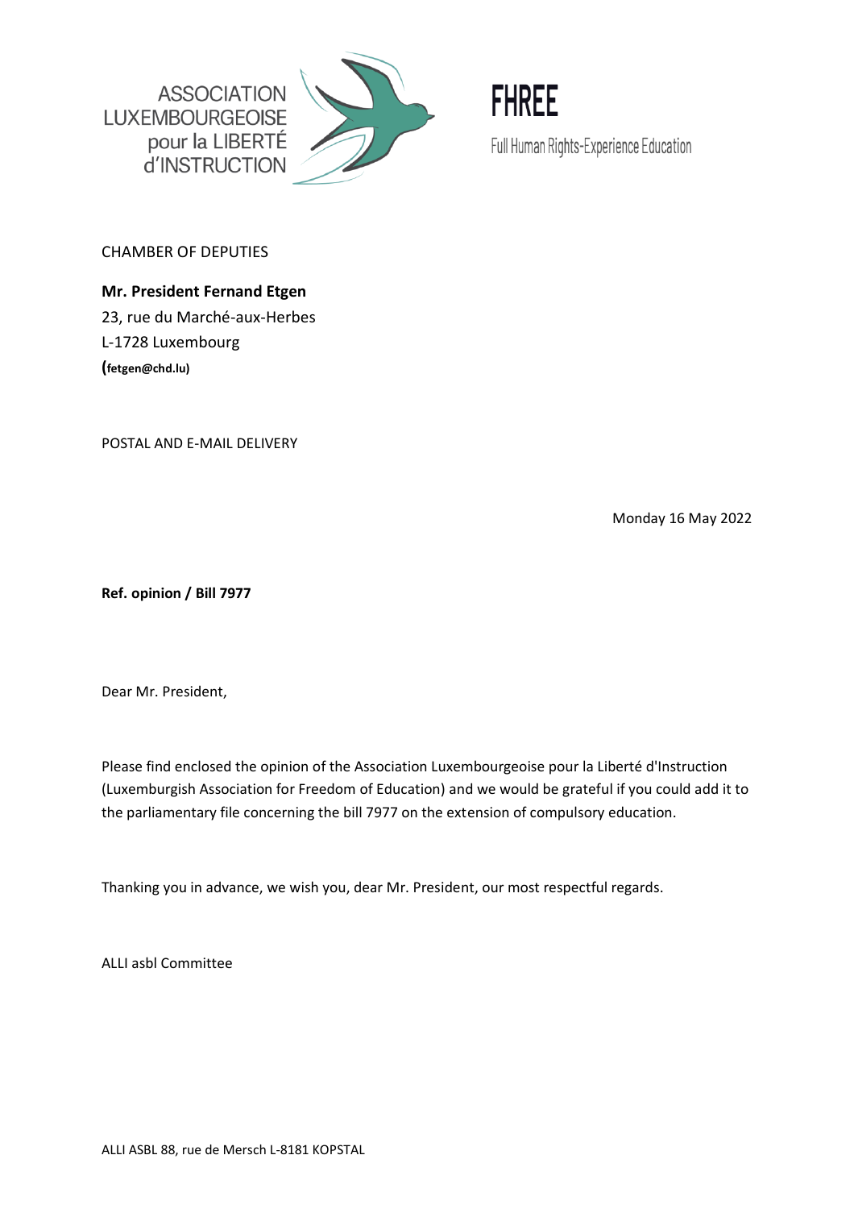ASSOCIATION LUXEMBOURGEOISE pour la LIBERTÉ d'INSTRUCTION

FHREE

Full Human Rights-Experience Education

CHAMBER OF DEPUTIES

**Mr. President Fernand Etgen**
23, rue du Marché-aux-Herbes
L-1728 Luxembourg
**(fetgen@chd.lu)**

POSTAL AND E-MAIL DELIVERY

Monday 16 May 2022

**Ref. opinion / Bill 7977**

Dear Mr. President,

Please find enclosed the opinion of the Association Luxembourgeoise pour la Liberté d'Instruction (Luxemburgish Association for Freedom of Education) and we would be grateful if you could add it to the parliamentary file concerning the bill 7977 on the extension of compulsory education.

Thanking you in advance, we wish you, dear Mr. President, our most respectful regards.

ALLI asbl Committee

ALLI ASBL 88, rue de Mersch L-8181 KOPSTAL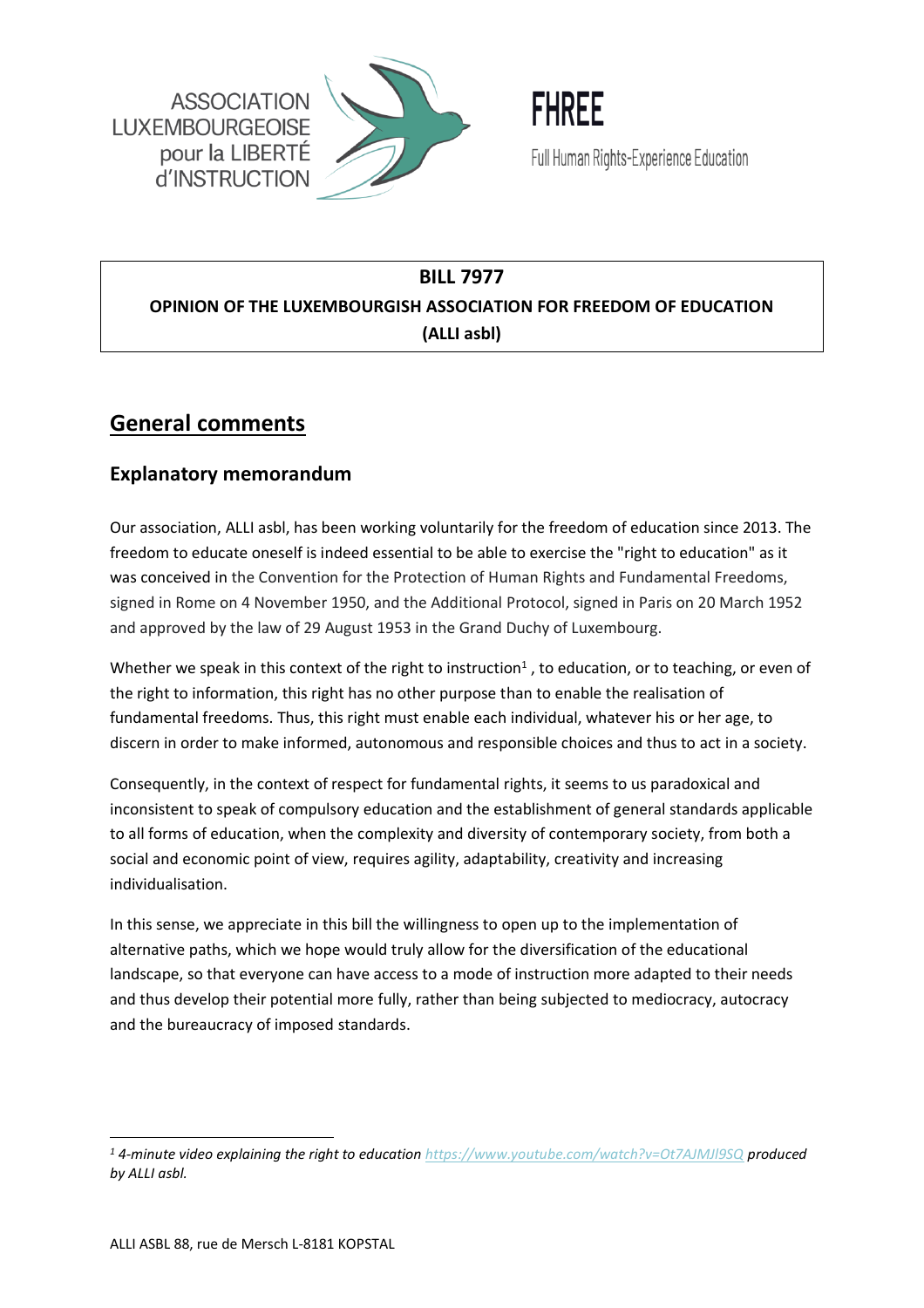ASSOCIATION LUXEMBOURGEOISE pour la LIBERTÉ d'INSTRUCTION

FHREE

Full Human Rights-Experience Education

**BILL 7977**

**OPINION OF THE LUXEMBOURGISH ASSOCIATION FOR FREEDOM OF EDUCATION (ALLI asbl)**

# General comments

## Explanatory memorandum

Our association, ALLI asbl, has been working voluntarily for the freedom of education since 2013. The freedom to educate oneself is indeed essential to be able to exercise the "right to education" as it was conceived in the Convention for the Protection of Human Rights and Fundamental Freedoms, signed in Rome on 4 November 1950, and the Additional Protocol, signed in Paris on 20 March 1952 and approved by the law of 29 August 1953 in the Grand Duchy of Luxembourg.

Whether we speak in this context of the right to instruction[1] , to education, or to teaching, or even of the right to information, this right has no other purpose than to enable the realisation of fundamental freedoms. Thus, this right must enable each individual, whatever his or her age, to discern in order to make informed, autonomous and responsible choices and thus to act in a society.

Consequently, in the context of respect for fundamental rights, it seems to us paradoxical and inconsistent to speak of compulsory education and the establishment of general standards applicable to all forms of education, when the complexity and diversity of contemporary society, from both a social and economic point of view, requires agility, adaptability, creativity and increasing individualisation.

In this sense, we appreciate in this bill the willingness to open up to the implementation of alternative paths, which we hope would truly allow for the diversification of the educational landscape, so that everyone can have access to a mode of instruction more adapted to their needs and thus develop their potential more fully, rather than being subjected to mediocracy, autocracy and the bureaucracy of imposed standards.

[1] *4-minute video explaining the right to education https://www.youtube.com/watch?v=Ot7AJMJl9SQ produced by ALLI asbl.*

ALLI ASBL 88, rue de Mersch L-8181 KOPSTAL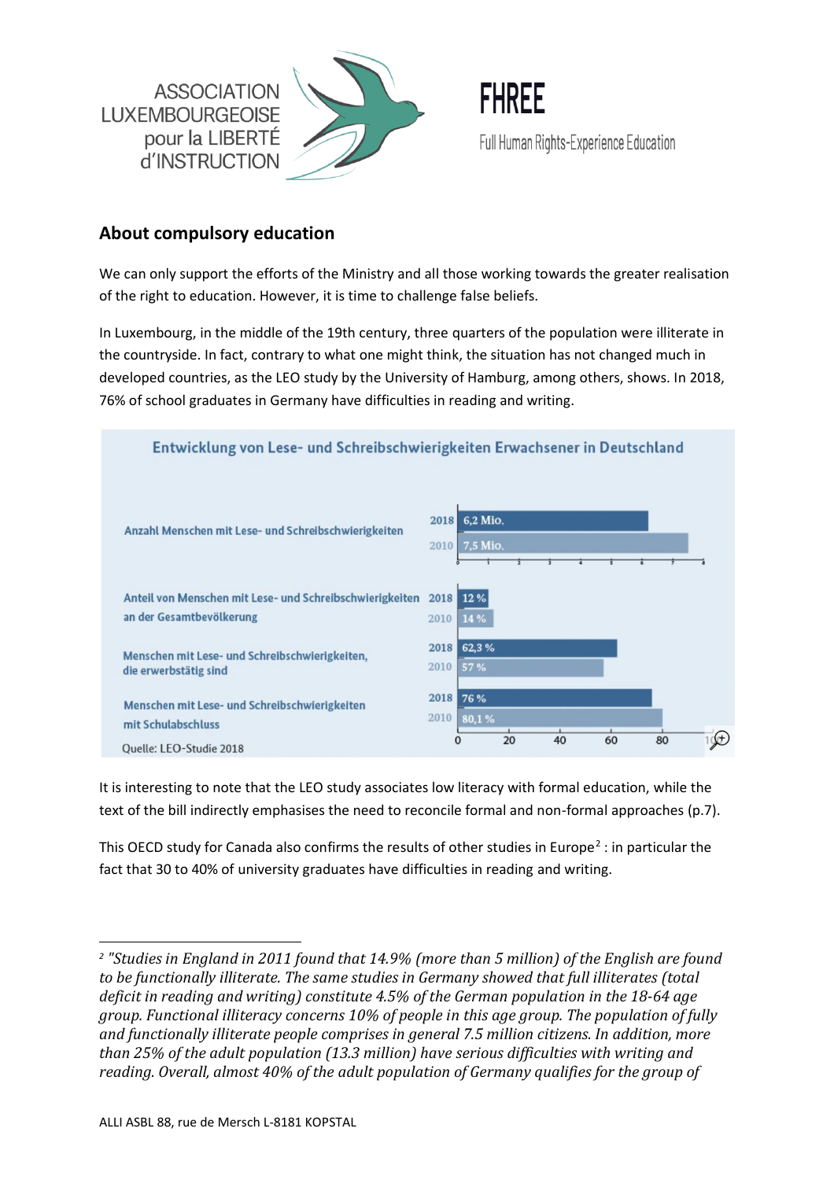ASSOCIATION LUXEMBOURGEOISE pour la LIBERTÉ d'INSTRUCTION

FHREE

Full Human Rights-Experience Education

## About compulsory education

We can only support the efforts of the Ministry and all those working towards the greater realisation of the right to education. However, it is time to challenge false beliefs.

In Luxembourg, in the middle of the 19th century, three quarters of the population were illiterate in the countryside. In fact, contrary to what one might think, the situation has not changed much in developed countries, as the LEO study by the University of Hamburg, among others, shows. In 2018, 76% of school graduates in Germany have difficulties in reading and writing.

**Entwicklung von Lese- und Schreibschwierigkeiten Erwachsener in Deutschland**

| | 2018 | 2010 |
|---|---|---|
| Anzahl Menschen mit Lese- und Schreibschwierigkeiten | 6,2 Mio. | 7,5 Mio. |
| Anteil von Menschen mit Lese- und Schreibschwierigkeiten an der Gesamtbevölkerung | 12 % | 14 % |
| Menschen mit Lese- und Schreibschwierigkeiten, die erwerbstätig sind | 62,3 % | 57 % |
| Menschen mit Lese- und Schreibschwierigkeiten mit Schulabschluss | 76 % | 80,1 % |

Quelle: LEO-Studie 2018

It is interesting to note that the LEO study associates low literacy with formal education, while the text of the bill indirectly emphasises the need to reconcile formal and non-formal approaches (p.7).

This OECD study for Canada also confirms the results of other studies in Europe[2] : in particular the fact that 30 to 40% of university graduates have difficulties in reading and writing.

---

[2] *"Studies in England in 2011 found that 14.9% (more than 5 million) of the English are found to be functionally illiterate. The same studies in Germany showed that full illiterates (total deficit in reading and writing) constitute 4.5% of the German population in the 18-64 age group. Functional illiteracy concerns 10% of people in this age group. The population of fully and functionally illiterate people comprises in general 7.5 million citizens. In addition, more than 25% of the adult population (13.3 million) have serious difficulties with writing and reading. Overall, almost 40% of the adult population of Germany qualifies for the group of*

ALLI ASBL 88, rue de Mersch L-8181 KOPSTAL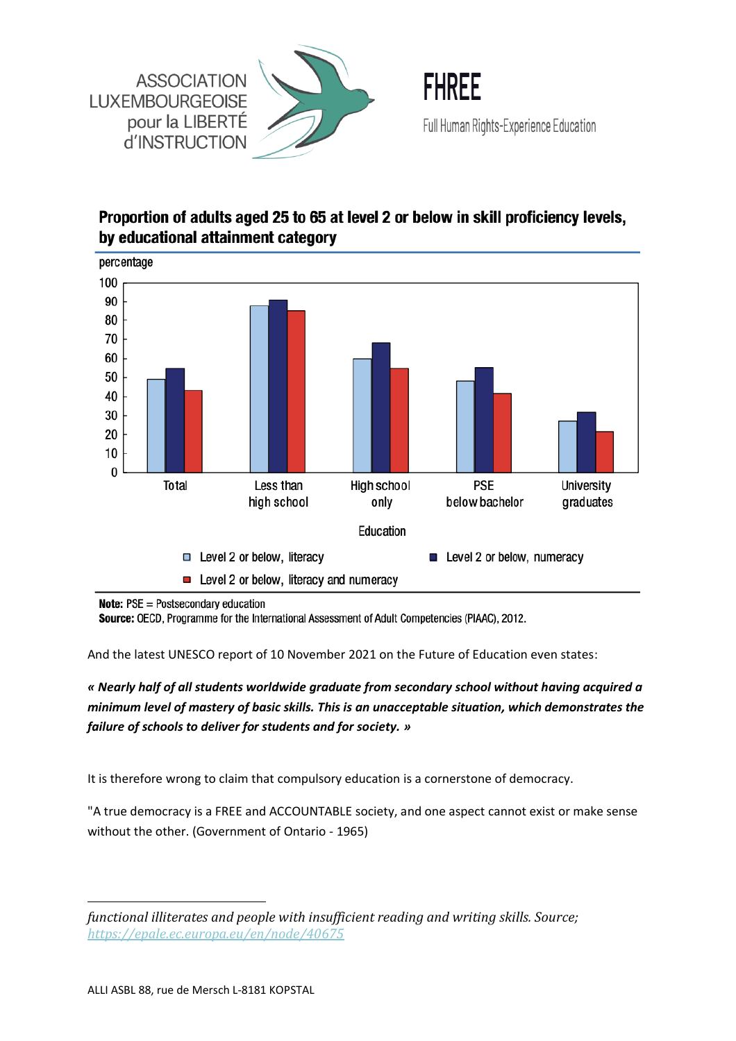ASSOCIATION LUXEMBOURGEOISE pour la LIBERTÉ d'INSTRUCTION

**FHREE**

Full Human Rights-Experience Education

**Proportion of adults aged 25 to 65 at level 2 or below in skill proficiency levels, by educational attainment category**

percentage

Total | Less than high school | High school only | PSE below bachelor | University graduates

Education

Level 2 or below, literacy | Level 2 or below, numeracy | Level 2 or below, literacy and numeracy

**Note:** PSE = Postsecondary education
**Source:** OECD, Programme for the International Assessment of Adult Competencies (PIAAC), 2012.

And the latest UNESCO report of 10 November 2021 on the Future of Education even states:

***« Nearly half of all students worldwide graduate from secondary school without having acquired a minimum level of mastery of basic skills. This is an unacceptable situation, which demonstrates the failure of schools to deliver for students and for society. »***

It is therefore wrong to claim that compulsory education is a cornerstone of democracy.

"A true democracy is a FREE and ACCOUNTABLE society, and one aspect cannot exist or make sense without the other. (Government of Ontario - 1965)

---

*functional illiterates and people with insufficient reading and writing skills. Source; https://epale.ec.europa.eu/en/node/40675*

ALLI ASBL 88, rue de Mersch L-8181 KOPSTAL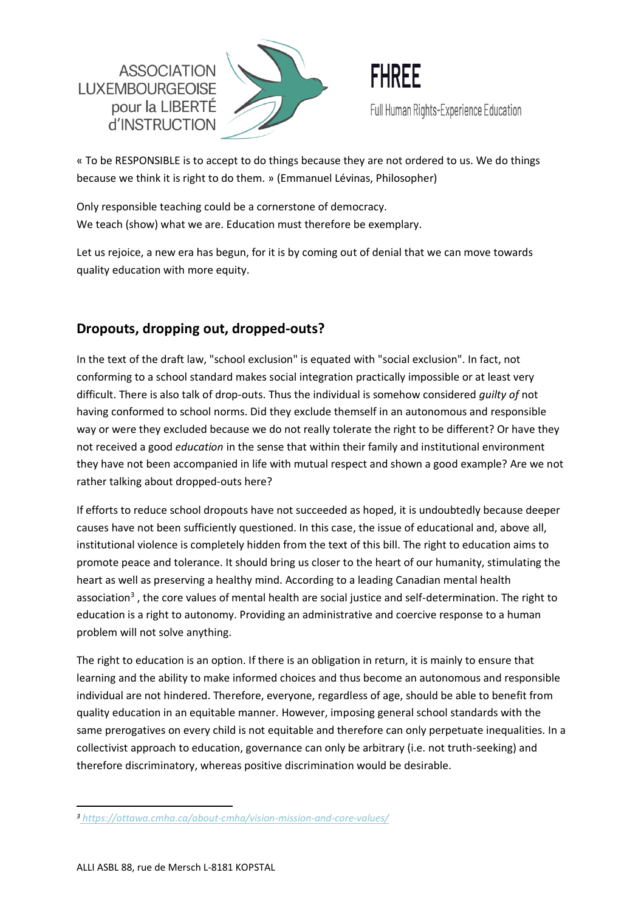« To be RESPONSIBLE is to accept to do things because they are not ordered to us. We do things because we think it is right to do them. » (Emmanuel Lévinas, Philosopher)

Only responsible teaching could be a cornerstone of democracy.
We teach (show) what we are. Education must therefore be exemplary.

Let us rejoice, a new era has begun, for it is by coming out of denial that we can move towards quality education with more equity.

## Dropouts, dropping out, dropped-outs?

In the text of the draft law, "school exclusion" is equated with "social exclusion". In fact, not conforming to a school standard makes social integration practically impossible or at least very difficult. There is also talk of drop-outs. Thus the individual is somehow considered *guilty of* not having conformed to school norms. Did they exclude themself in an autonomous and responsible way or were they excluded because we do not really tolerate the right to be different? Or have they not received a good *education* in the sense that within their family and institutional environment they have not been accompanied in life with mutual respect and shown a good example? Are we not rather talking about dropped-outs here?

If efforts to reduce school dropouts have not succeeded as hoped, it is undoubtedly because deeper causes have not been sufficiently questioned. In this case, the issue of educational and, above all, institutional violence is completely hidden from the text of this bill. The right to education aims to promote peace and tolerance. It should bring us closer to the heart of our humanity, stimulating the heart as well as preserving a healthy mind. According to a leading Canadian mental health association[3] , the core values of mental health are social justice and self-determination. The right to education is a right to autonomy. Providing an administrative and coercive response to a human problem will not solve anything.

The right to education is an option. If there is an obligation in return, it is mainly to ensure that learning and the ability to make informed choices and thus become an autonomous and responsible individual are not hindered. Therefore, everyone, regardless of age, should be able to benefit from quality education in an equitable manner. However, imposing general school standards with the same prerogatives on every child is not equitable and therefore can only perpetuate inequalities. In a collectivist approach to education, governance can only be arbitrary (i.e. not truth-seeking) and therefore discriminatory, whereas positive discrimination would be desirable.

[3] https://ottawa.cmha.ca/about-cmha/vision-mission-and-core-values/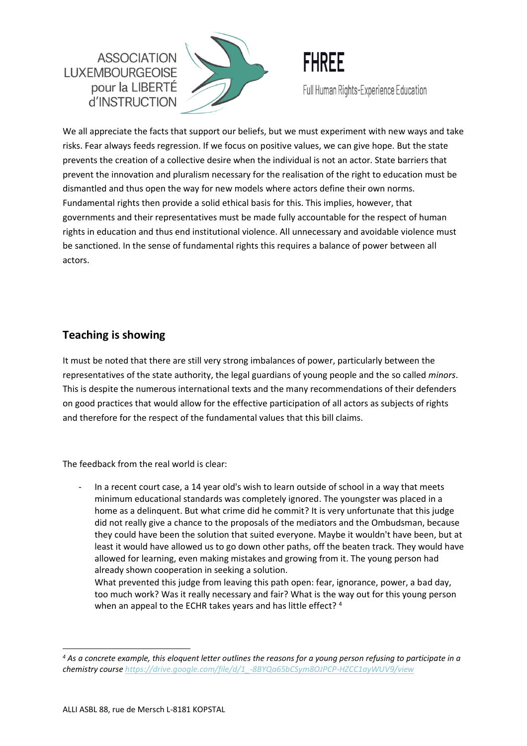We all appreciate the facts that support our beliefs, but we must experiment with new ways and take risks. Fear always feeds regression. If we focus on positive values, we can give hope. But the state prevents the creation of a collective desire when the individual is not an actor. State barriers that prevent the innovation and pluralism necessary for the realisation of the right to education must be dismantled and thus open the way for new models where actors define their own norms. Fundamental rights then provide a solid ethical basis for this. This implies, however, that governments and their representatives must be made fully accountable for the respect of human rights in education and thus end institutional violence. All unnecessary and avoidable violence must be sanctioned. In the sense of fundamental rights this requires a balance of power between all actors.

## Teaching is showing

It must be noted that there are still very strong imbalances of power, particularly between the representatives of the state authority, the legal guardians of young people and the so called *minors*. This is despite the numerous international texts and the many recommendations of their defenders on good practices that would allow for the effective participation of all actors as subjects of rights and therefore for the respect of the fundamental values that this bill claims.

The feedback from the real world is clear:

- In a recent court case, a 14 year old's wish to learn outside of school in a way that meets minimum educational standards was completely ignored. The youngster was placed in a home as a delinquent. But what crime did he commit? It is very unfortunate that this judge did not really give a chance to the proposals of the mediators and the Ombudsman, because they could have been the solution that suited everyone. Maybe it wouldn't have been, but at least it would have allowed us to go down other paths, off the beaten track. They would have allowed for learning, even making mistakes and growing from it. The young person had already shown cooperation in seeking a solution.
  What prevented this judge from leaving this path open: fear, ignorance, power, a bad day, too much work? Was it really necessary and fair? What is the way out for this young person when an appeal to the ECHR takes years and has little effect? [4]

---

[4] *As a concrete example, this eloquent letter outlines the reasons for a young person refusing to participate in a chemistry course https://drive.google.com/file/d/1_-8BYQa65bCSym8OJPCP-HZCC1ayWUV9/view*

ALLI ASBL 88, rue de Mersch L-8181 KOPSTAL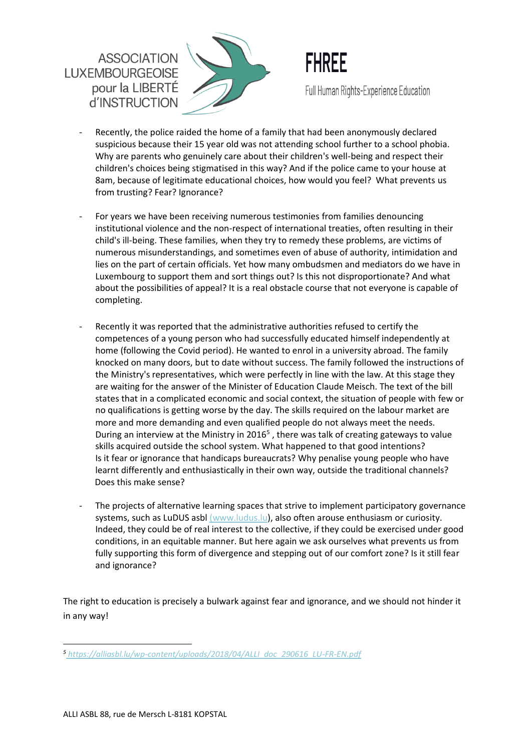- Recently, the police raided the home of a family that had been anonymously declared suspicious because their 15 year old was not attending school further to a school phobia. Why are parents who genuinely care about their children's well-being and respect their children's choices being stigmatised in this way? And if the police came to your house at 8am, because of legitimate educational choices, how would you feel? What prevents us from trusting? Fear? Ignorance?

- For years we have been receiving numerous testimonies from families denouncing institutional violence and the non-respect of international treaties, often resulting in their child's ill-being. These families, when they try to remedy these problems, are victims of numerous misunderstandings, and sometimes even of abuse of authority, intimidation and lies on the part of certain officials. Yet how many ombudsmen and mediators do we have in Luxembourg to support them and sort things out? Is this not disproportionate? And what about the possibilities of appeal? It is a real obstacle course that not everyone is capable of completing.

- Recently it was reported that the administrative authorities refused to certify the competences of a young person who had successfully educated himself independently at home (following the Covid period). He wanted to enrol in a university abroad. The family knocked on many doors, but to date without success. The family followed the instructions of the Ministry's representatives, which were perfectly in line with the law. At this stage they are waiting for the answer of the Minister of Education Claude Meisch. The text of the bill states that in a complicated economic and social context, the situation of people with few or no qualifications is getting worse by the day. The skills required on the labour market are more and more demanding and even qualified people do not always meet the needs. During an interview at the Ministry in 2016[5] , there was talk of creating gateways to value skills acquired outside the school system. What happened to that good intentions? Is it fear or ignorance that handicaps bureaucrats? Why penalise young people who have learnt differently and enthusiastically in their own way, outside the traditional channels? Does this make sense?

- The projects of alternative learning spaces that strive to implement participatory governance systems, such as LuDUS asbl (www.ludus.lu), also often arouse enthusiasm or curiosity. Indeed, they could be of real interest to the collective, if they could be exercised under good conditions, in an equitable manner. But here again we ask ourselves what prevents us from fully supporting this form of divergence and stepping out of our comfort zone? Is it still fear and ignorance?

The right to education is precisely a bulwark against fear and ignorance, and we should not hinder it in any way!

---

[5] *https://alliasbl.lu/wp-content/uploads/2018/04/ALLI_doc_290616_LU-FR-EN.pdf*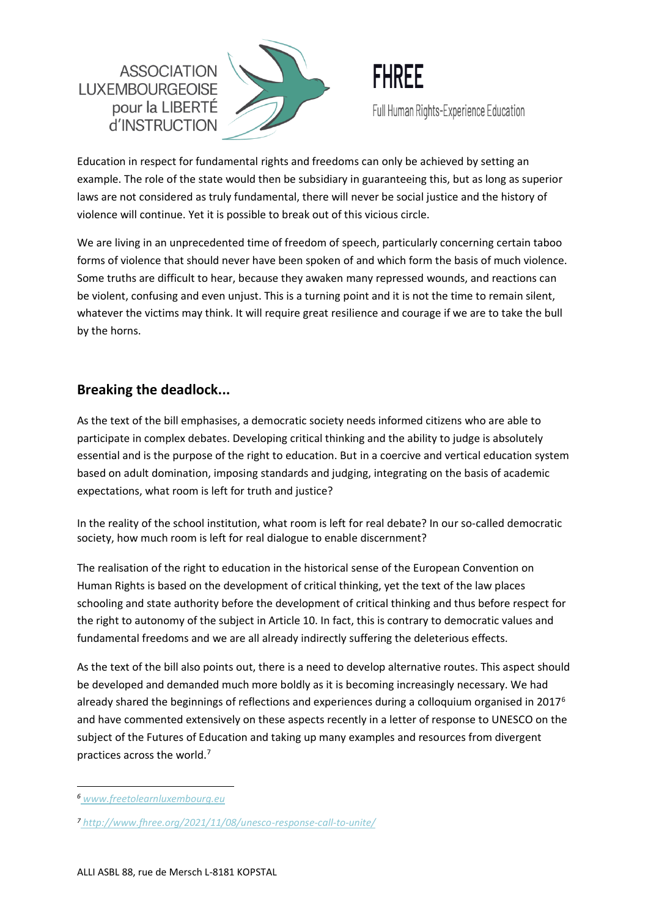Education in respect for fundamental rights and freedoms can only be achieved by setting an example. The role of the state would then be subsidiary in guaranteeing this, but as long as superior laws are not considered as truly fundamental, there will never be social justice and the history of violence will continue. Yet it is possible to break out of this vicious circle.

We are living in an unprecedented time of freedom of speech, particularly concerning certain taboo forms of violence that should never have been spoken of and which form the basis of much violence. Some truths are difficult to hear, because they awaken many repressed wounds, and reactions can be violent, confusing and even unjust. This is a turning point and it is not the time to remain silent, whatever the victims may think. It will require great resilience and courage if we are to take the bull by the horns.

## Breaking the deadlock...

As the text of the bill emphasises, a democratic society needs informed citizens who are able to participate in complex debates. Developing critical thinking and the ability to judge is absolutely essential and is the purpose of the right to education. But in a coercive and vertical education system based on adult domination, imposing standards and judging, integrating on the basis of academic expectations, what room is left for truth and justice?

In the reality of the school institution, what room is left for real debate? In our so-called democratic society, how much room is left for real dialogue to enable discernment?

The realisation of the right to education in the historical sense of the European Convention on Human Rights is based on the development of critical thinking, yet the text of the law places schooling and state authority before the development of critical thinking and thus before respect for the right to autonomy of the subject in Article 10. In fact, this is contrary to democratic values and fundamental freedoms and we are all already indirectly suffering the deleterious effects.

As the text of the bill also points out, there is a need to develop alternative routes. This aspect should be developed and demanded much more boldly as it is becoming increasingly necessary. We had already shared the beginnings of reflections and experiences during a colloquium organised in 2017[6] and have commented extensively on these aspects recently in a letter of response to UNESCO on the subject of the Futures of Education and taking up many examples and resources from divergent practices across the world.[7]

---

[6] www.freetolearnluxembourg.eu

[7] http://www.fhree.org/2021/11/08/unesco-response-call-to-unite/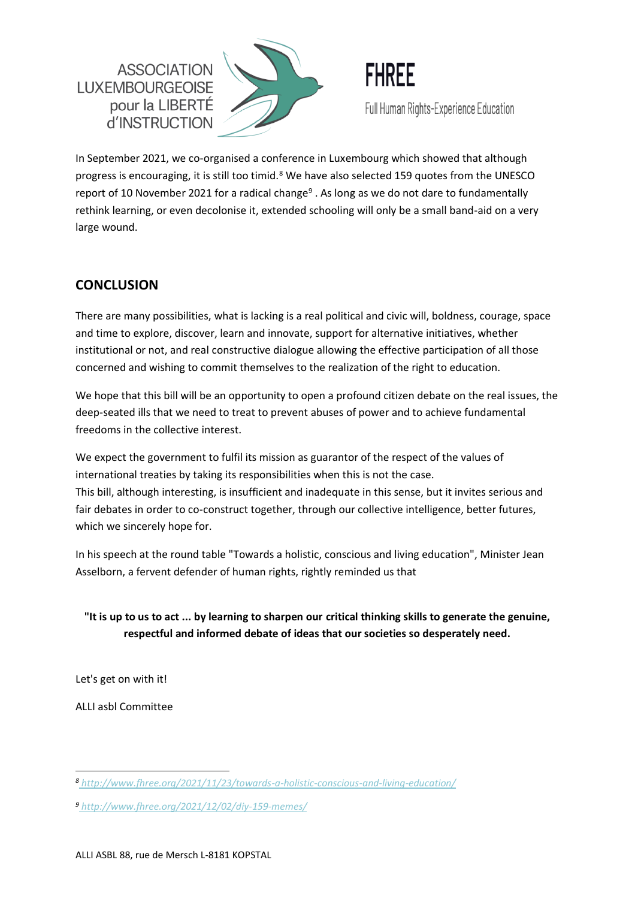In September 2021, we co-organised a conference in Luxembourg which showed that although progress is encouraging, it is still too timid.[8] We have also selected 159 quotes from the UNESCO report of 10 November 2021 for a radical change[9]. As long as we do not dare to fundamentally rethink learning, or even decolonise it, extended schooling will only be a small band-aid on a very large wound.

## CONCLUSION

There are many possibilities, what is lacking is a real political and civic will, boldness, courage, space and time to explore, discover, learn and innovate, support for alternative initiatives, whether institutional or not, and real constructive dialogue allowing the effective participation of all those concerned and wishing to commit themselves to the realization of the right to education.

We hope that this bill will be an opportunity to open a profound citizen debate on the real issues, the deep-seated ills that we need to treat to prevent abuses of power and to achieve fundamental freedoms in the collective interest.

We expect the government to fulfil its mission as guarantor of the respect of the values of international treaties by taking its responsibilities when this is not the case.
This bill, although interesting, is insufficient and inadequate in this sense, but it invites serious and fair debates in order to co-construct together, through our collective intelligence, better futures, which we sincerely hope for.

In his speech at the round table "Towards a holistic, conscious and living education", Minister Jean Asselborn, a fervent defender of human rights, rightly reminded us that

**"It is up to us to act ... by learning to sharpen our critical thinking skills to generate the genuine, respectful and informed debate of ideas that our societies so desperately need.**

Let's get on with it!

ALLI asbl Committee

---

[8] http://www.fhree.org/2021/11/23/towards-a-holistic-conscious-and-living-education/

[9] http://www.fhree.org/2021/12/02/diy-159-memes/

ALLI ASBL 88, rue de Mersch L-8181 KOPSTAL